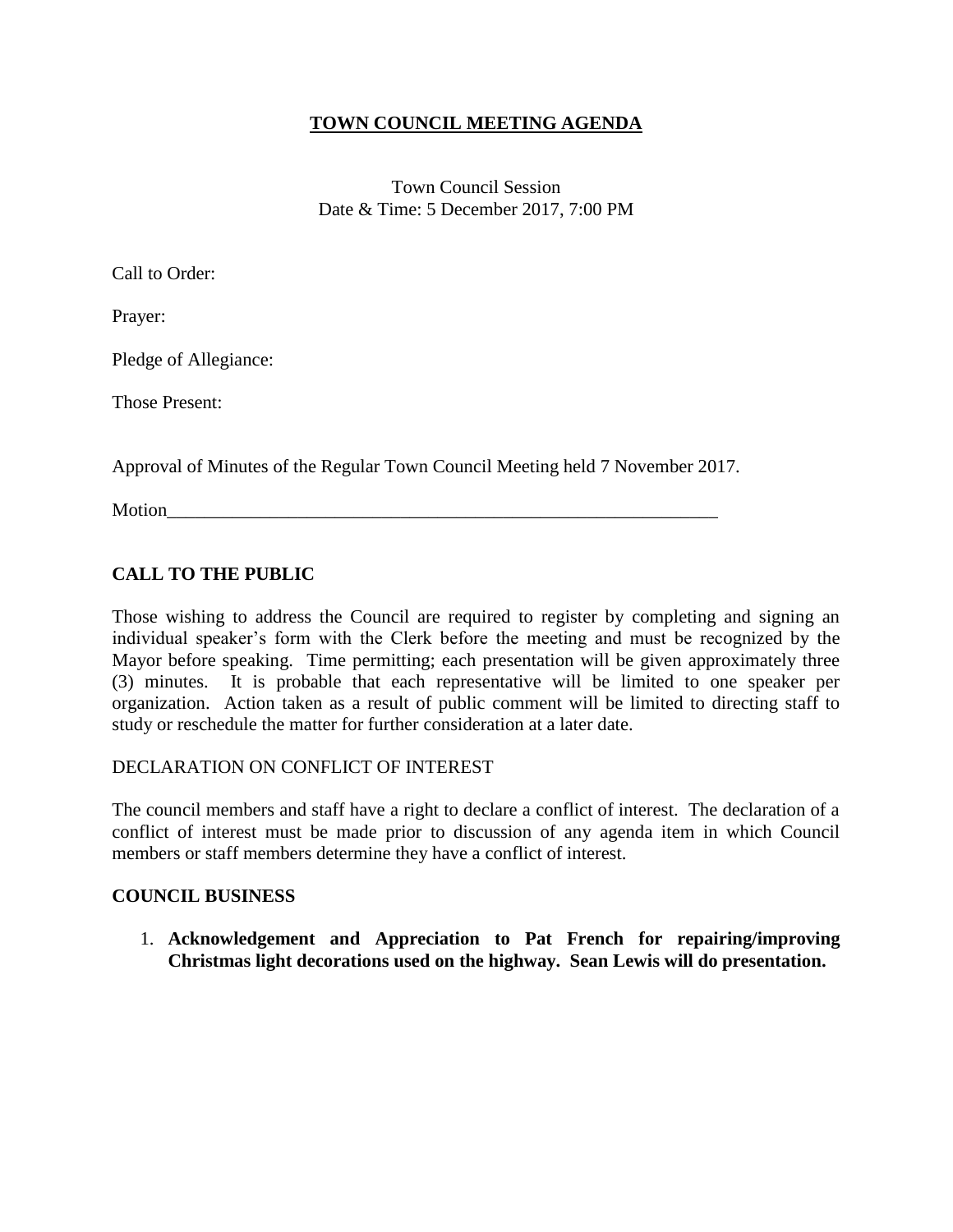# TOWN COUNCIL MEETING AGENDA

Town Council Session
Date & Time: 5 December 2017, 7:00 PM

Call to Order:

Prayer:

Pledge of Allegiance:

Those Present:

Approval of Minutes of the Regular Town Council Meeting held 7 November 2017.

Motion_______________________________________________________________

## CALL TO THE PUBLIC

Those wishing to address the Council are required to register by completing and signing an individual speaker's form with the Clerk before the meeting and must be recognized by the Mayor before speaking. Time permitting; each presentation will be given approximately three (3) minutes. It is probable that each representative will be limited to one speaker per organization. Action taken as a result of public comment will be limited to directing staff to study or reschedule the matter for further consideration at a later date.

DECLARATION ON CONFLICT OF INTEREST

The council members and staff have a right to declare a conflict of interest. The declaration of a conflict of interest must be made prior to discussion of any agenda item in which Council members or staff members determine they have a conflict of interest.

## COUNCIL BUSINESS

1. **Acknowledgement and Appreciation to Pat French for repairing/improving Christmas light decorations used on the highway. Sean Lewis will do presentation.**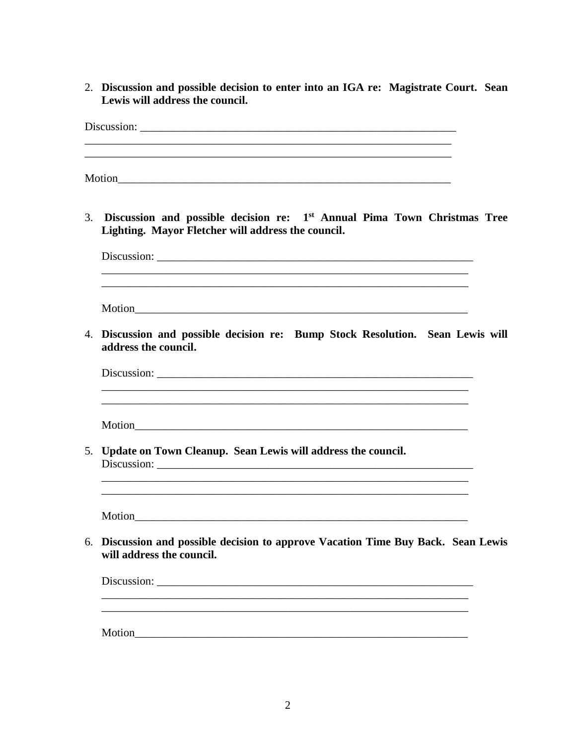2. **Discussion and possible decision to enter into an IGA re: Magistrate Court. Sean Lewis will address the council.**

Discussion: ____________________________________________________________
______________________________________________________________________
______________________________________________________________________

Motion______________________________________________________________

3. **Discussion and possible decision re: 1st Annual Pima Town Christmas Tree Lighting. Mayor Fletcher will address the council.**

   Discussion: ____________________________________________________________
   ______________________________________________________________________
   ______________________________________________________________________

   Motion______________________________________________________________

4. **Discussion and possible decision re: Bump Stock Resolution. Sean Lewis will address the council.**

   Discussion: ____________________________________________________________
   ______________________________________________________________________
   ______________________________________________________________________

   Motion______________________________________________________________

5. **Update on Town Cleanup. Sean Lewis will address the council.**
   Discussion: ____________________________________________________________
   ______________________________________________________________________
   ______________________________________________________________________

   Motion______________________________________________________________

6. **Discussion and possible decision to approve Vacation Time Buy Back. Sean Lewis will address the council.**

   Discussion: ____________________________________________________________
   ______________________________________________________________________
   ______________________________________________________________________

   Motion______________________________________________________________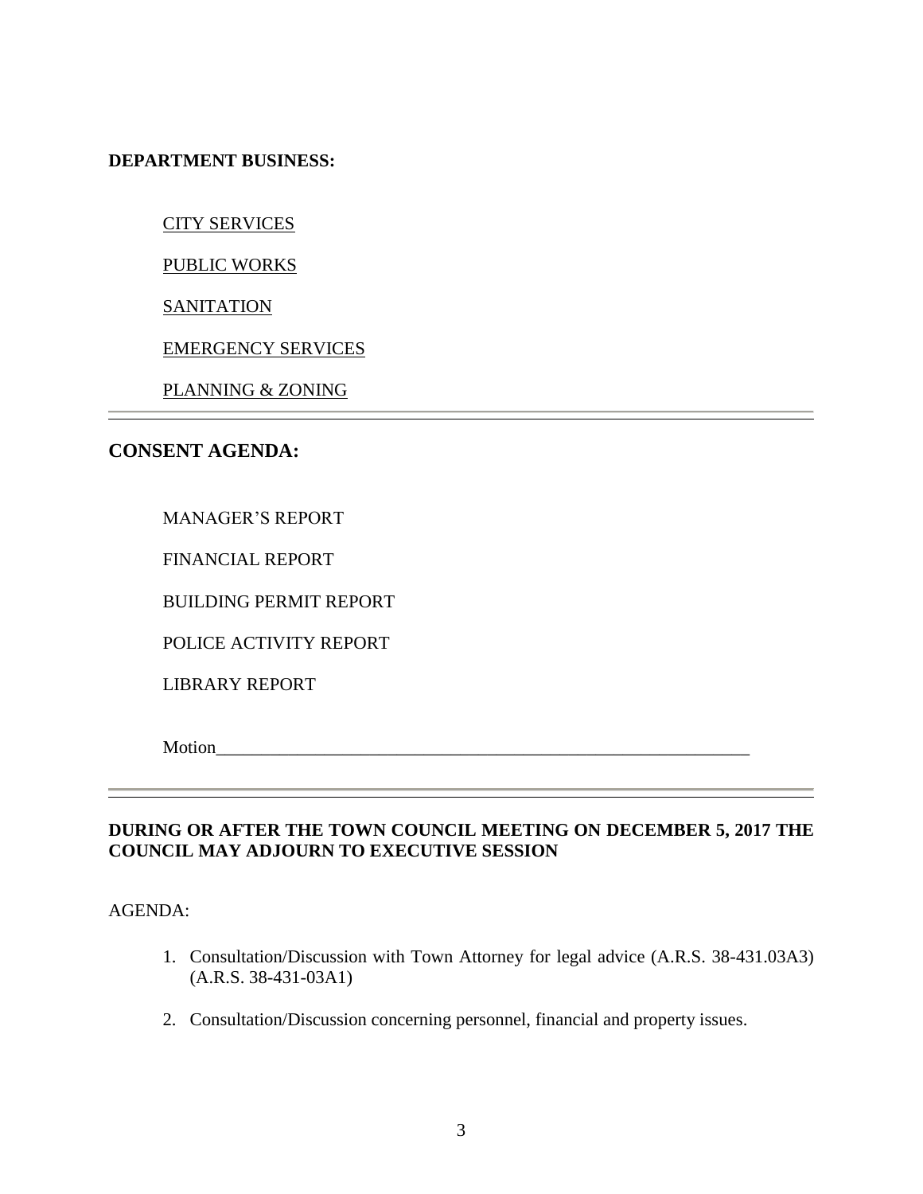**DEPARTMENT BUSINESS:**

<u>CITY SERVICES</u>

<u>PUBLIC WORKS</u>

<u>SANITATION</u>

<u>EMERGENCY SERVICES</u>

<u>PLANNING & ZONING</u>

---

## CONSENT AGENDA:

MANAGER'S REPORT

FINANCIAL REPORT

BUILDING PERMIT REPORT

POLICE ACTIVITY REPORT

LIBRARY REPORT

Motion_______________________________________________________________

---

**DURING OR AFTER THE TOWN COUNCIL MEETING ON DECEMBER 5, 2017 THE COUNCIL MAY ADJOURN TO EXECUTIVE SESSION**

AGENDA:

1. Consultation/Discussion with Town Attorney for legal advice (A.R.S. 38-431.03A3) (A.R.S. 38-431-03A1)

2. Consultation/Discussion concerning personnel, financial and property issues.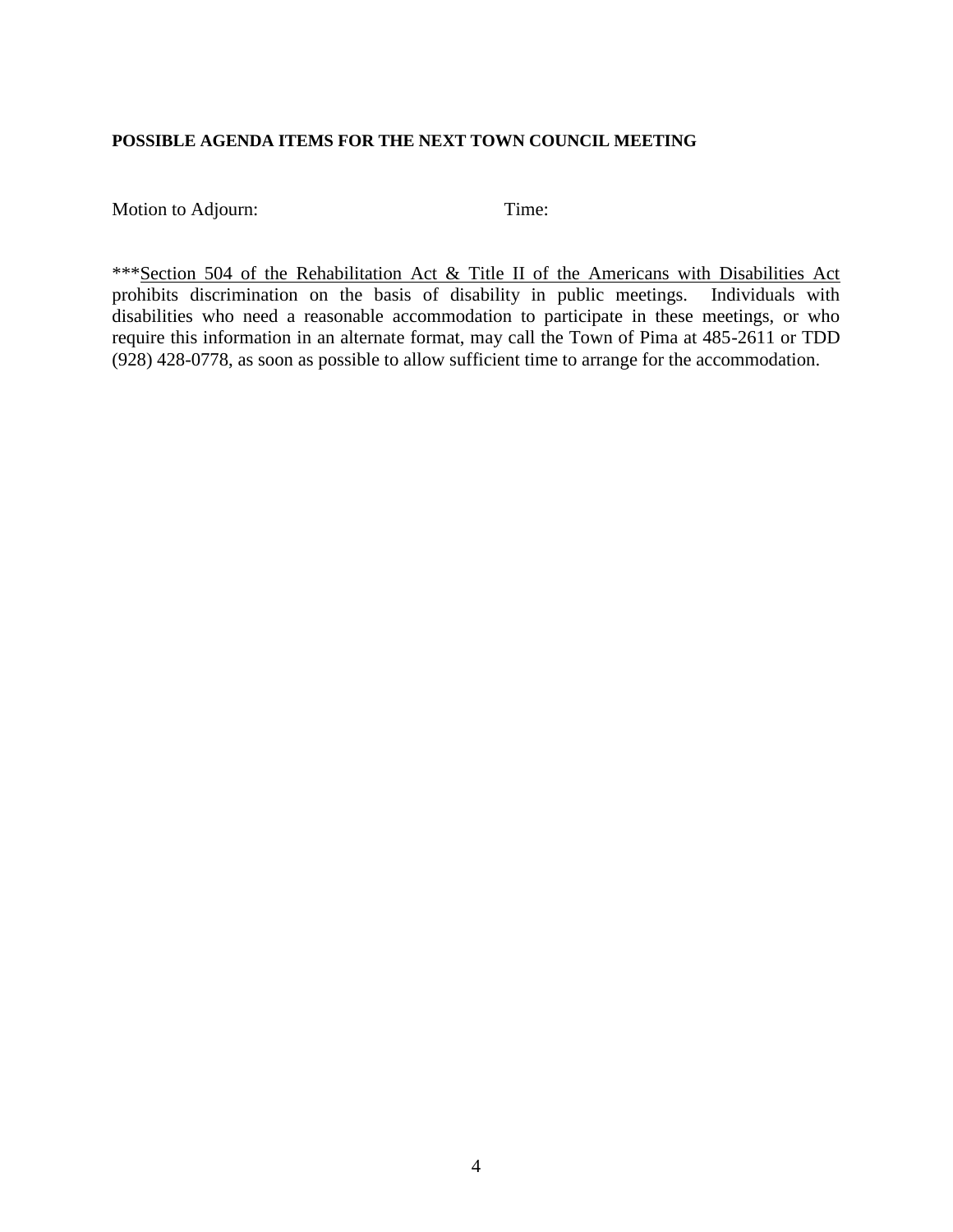**POSSIBLE AGENDA ITEMS FOR THE NEXT TOWN COUNCIL MEETING**

Motion to Adjourn: Time:

***Section 504 of the Rehabilitation Act & Title II of the Americans with Disabilities Act prohibits discrimination on the basis of disability in public meetings. Individuals with disabilities who need a reasonable accommodation to participate in these meetings, or who require this information in an alternate format, may call the Town of Pima at 485-2611 or TDD (928) 428-0778, as soon as possible to allow sufficient time to arrange for the accommodation.